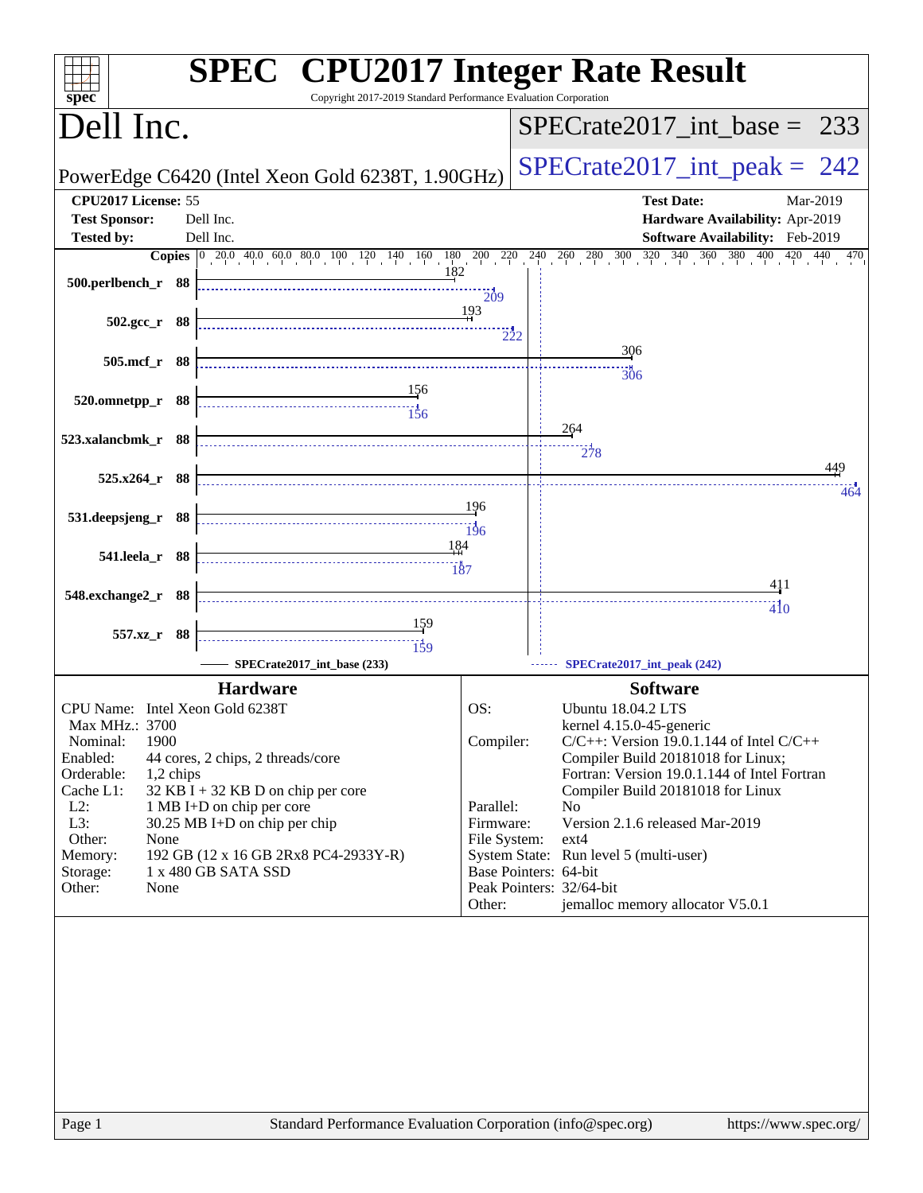# SPEC CPU2017 Integer Rate Result

Copyright 2017-2019 Standard Performance Evaluation Corporation

## Dell Inc.

**PowerEdge C6420 (Intel Xeon Gold 6238T, 1.90GHz)**

**SPECrate2017_int_base = 233**

**SPECrate2017_int_peak = 242**

| | | | |
|---|---|---|---|
| **CPU2017 License:** | 55 | **Test Date:** | Mar-2019 |
| **Test Sponsor:** | Dell Inc. | **Hardware Availability:** | Apr-2019 |
| **Tested by:** | Dell Inc. | **Software Availability:** | Feb-2019 |

| Benchmark | Copies | Base | Peak |
|---|---|---|---|
| 500.perlbench_r | 88 | 182 | 209 |
| 502.gcc_r | 88 | 193 | 222 |
| 505.mcf_r | 88 | 306 | 306 |
| 520.omnetpp_r | 88 | 156 | 156 |
| 523.xalancbmk_r | 88 | 264 | 278 |
| 525.x264_r | 88 | 449 | 464 |
| 531.deepsjeng_r | 88 | 196 | 196 |
| 541.leela_r | 88 | 184 | 187 |
| 548.exchange2_r | 88 | 411 | 410 |
| 557.xz_r | 88 | 159 | 159 |

SPECrate2017_int_base (233) — SPECrate2017_int_peak (242)

### Hardware

| | |
|---|---|
| CPU Name: | Intel Xeon Gold 6238T |
| Max MHz.: | 3700 |
| Nominal: | 1900 |
| Enabled: | 44 cores, 2 chips, 2 threads/core |
| Orderable: | 1,2 chips |
| Cache L1: | 32 KB I + 32 KB D on chip per core |
| L2: | 1 MB I+D on chip per core |
| L3: | 30.25 MB I+D on chip per chip |
| Other: | None |
| Memory: | 192 GB (12 x 16 GB 2Rx8 PC4-2933Y-R) |
| Storage: | 1 x 480 GB SATA SSD |
| Other: | None |

### Software

| | |
|---|---|
| OS: | Ubuntu 18.04.2 LTS<br>kernel 4.15.0-45-generic |
| Compiler: | C/C++: Version 19.0.1.144 of Intel C/C++ Compiler Build 20181018 for Linux;<br>Fortran: Version 19.0.1.144 of Intel Fortran Compiler Build 20181018 for Linux |
| Parallel: | No |
| Firmware: | Version 2.1.6 released Mar-2019 |
| File System: | ext4 |
| System State: | Run level 5 (multi-user) |
| Base Pointers: | 64-bit |
| Peak Pointers: | 32/64-bit |
| Other: | jemalloc memory allocator V5.0.1 |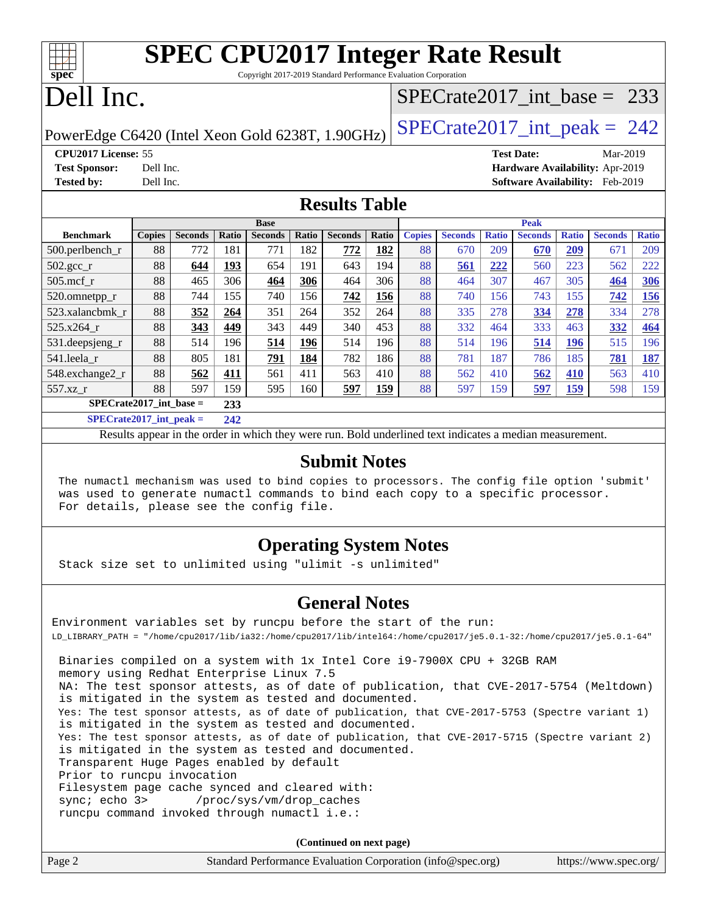# SPEC CPU2017 Integer Rate Result

Copyright 2017-2019 Standard Performance Evaluation Corporation

# Dell Inc.

PowerEdge C6420 (Intel Xeon Gold 6238T, 1.90GHz)

SPECrate2017_int_base = 233

SPECrate2017_int_peak = 242

**CPU2017 License:** 55
**Test Sponsor:** Dell Inc.
**Tested by:** Dell Inc.

**Test Date:** Mar-2019
**Hardware Availability:** Apr-2019
**Software Availability:** Feb-2019

## Results Table

| | Base | | | | | | | Peak | | | | | | |
|---|---|---|---|---|---|---|---|---|---|---|---|---|---|---|
| **Benchmark** | **Copies** | **Seconds** | **Ratio** | **Seconds** | **Ratio** | **Seconds** | **Ratio** | **Copies** | **Seconds** | **Ratio** | **Seconds** | **Ratio** | **Seconds** | **Ratio** |
| 500.perlbench_r | 88 | 772 | 181 | 771 | 182 | **772** | **182** | 88 | 670 | 209 | **670** | **209** | 671 | 209 |
| 502.gcc_r | 88 | **644** | **193** | 654 | 191 | 643 | 194 | 88 | **561** | **222** | 560 | 223 | 562 | 222 |
| 505.mcf_r | 88 | 465 | 306 | **464** | **306** | 464 | 306 | 88 | 464 | 307 | 467 | 305 | **464** | **306** |
| 520.omnetpp_r | 88 | 744 | 155 | 740 | 156 | **742** | **156** | 88 | 740 | 156 | 743 | 155 | **742** | **156** |
| 523.xalancbmk_r | 88 | **352** | **264** | 351 | 264 | 352 | 264 | 88 | 335 | 278 | **334** | **278** | 334 | 278 |
| 525.x264_r | 88 | **343** | **449** | 343 | 449 | 340 | 453 | 88 | 332 | 464 | 333 | 463 | **332** | **464** |
| 531.deepsjeng_r | 88 | 514 | 196 | **514** | **196** | 514 | 196 | 88 | 514 | 196 | **514** | **196** | 515 | 196 |
| 541.leela_r | 88 | 805 | 181 | **791** | **184** | 782 | 186 | 88 | 781 | 187 | 786 | 185 | **781** | **187** |
| 548.exchange2_r | 88 | **562** | **411** | 561 | 411 | 563 | 410 | 88 | 562 | 410 | **562** | **410** | 563 | 410 |
| 557.xz_r | 88 | 597 | 159 | 595 | 160 | **597** | **159** | 88 | 597 | 159 | **597** | **159** | 598 | 159 |

**SPECrate2017_int_base = 233**

**SPECrate2017_int_peak = 242**

Results appear in the order in which they were run. Bold underlined text indicates a median measurement.

## Submit Notes

```
The numactl mechanism was used to bind copies to processors. The config file option 'submit'
was used to generate numactl commands to bind each copy to a specific processor.
For details, please see the config file.
```

## Operating System Notes

```
Stack size set to unlimited using "ulimit -s unlimited"
```

## General Notes

```
Environment variables set by runcpu before the start of the run:
LD_LIBRARY_PATH = "/home/cpu2017/lib/ia32:/home/cpu2017/lib/intel64:/home/cpu2017/je5.0.1-32:/home/cpu2017/je5.0.1-64"

Binaries compiled on a system with 1x Intel Core i9-7900X CPU + 32GB RAM
memory using Redhat Enterprise Linux 7.5
NA: The test sponsor attests, as of date of publication, that CVE-2017-5754 (Meltdown)
is mitigated in the system as tested and documented.
Yes: The test sponsor attests, as of date of publication, that CVE-2017-5753 (Spectre variant 1)
is mitigated in the system as tested and documented.
Yes: The test sponsor attests, as of date of publication, that CVE-2017-5715 (Spectre variant 2)
is mitigated in the system as tested and documented.
Transparent Huge Pages enabled by default
Prior to runcpu invocation
Filesystem page cache synced and cleared with:
sync; echo 3>       /proc/sys/vm/drop_caches
runcpu command invoked through numactl i.e.:
```

**(Continued on next page)**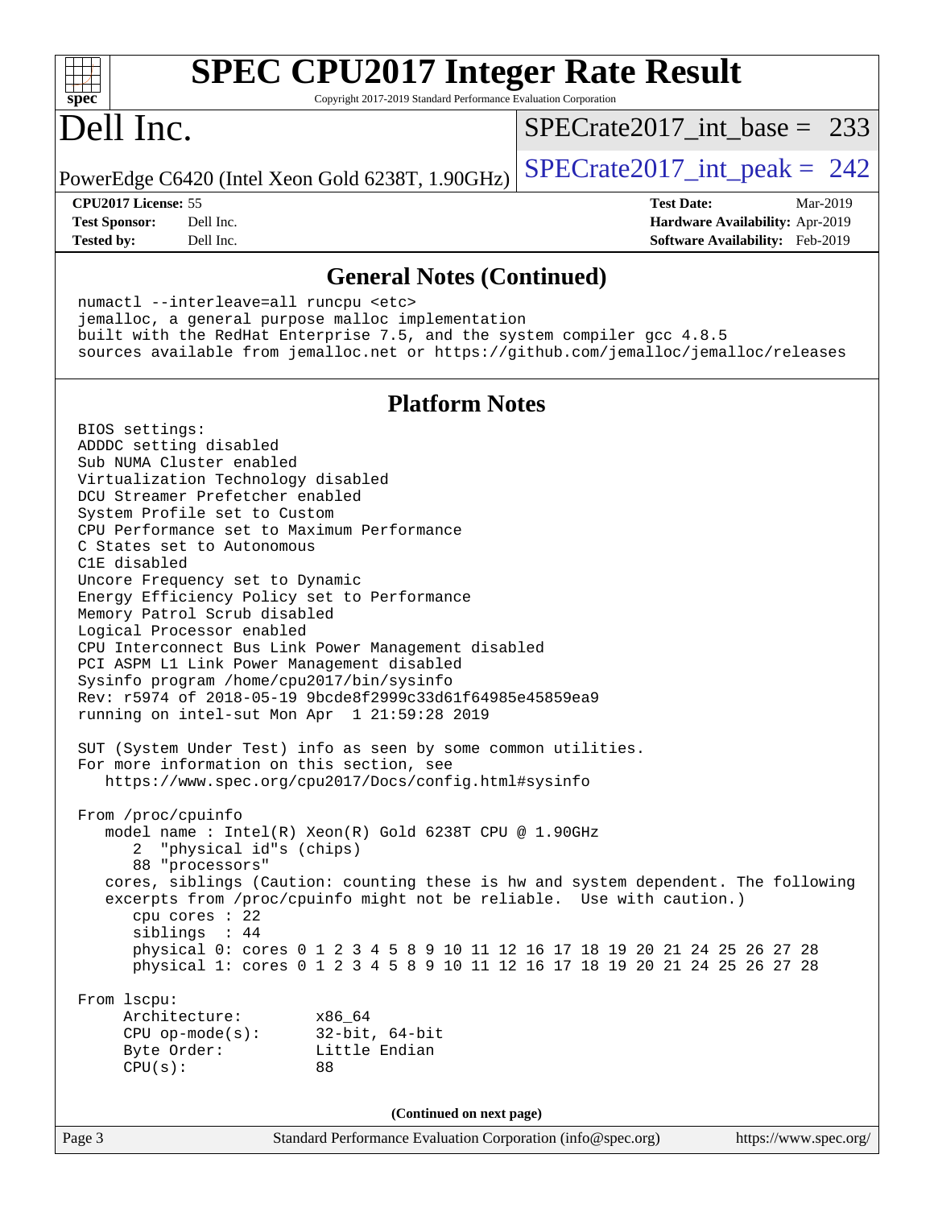# SPEC CPU2017 Integer Rate Result

Copyright 2017-2019 Standard Performance Evaluation Corporation

## Dell Inc.

PowerEdge C6420 (Intel Xeon Gold 6238T, 1.90GHz)

SPECrate2017_int_base = 233

SPECrate2017_int_peak = 242

**CPU2017 License:** 55
**Test Sponsor:** Dell Inc.
**Tested by:** Dell Inc.

**Test Date:** Mar-2019
**Hardware Availability:** Apr-2019
**Software Availability:** Feb-2019

## General Notes (Continued)

```
numactl --interleave=all runcpu <etc>
jemalloc, a general purpose malloc implementation
built with the RedHat Enterprise 7.5, and the system compiler gcc 4.8.5
sources available from jemalloc.net or https://github.com/jemalloc/jemalloc/releases
```

## Platform Notes

```
BIOS settings:
ADDDC setting disabled
Sub NUMA Cluster enabled
Virtualization Technology disabled
DCU Streamer Prefetcher enabled
System Profile set to Custom
CPU Performance set to Maximum Performance
C States set to Autonomous
C1E disabled
Uncore Frequency set to Dynamic
Energy Efficiency Policy set to Performance
Memory Patrol Scrub disabled
Logical Processor enabled
CPU Interconnect Bus Link Power Management disabled
PCI ASPM L1 Link Power Management disabled
Sysinfo program /home/cpu2017/bin/sysinfo
Rev: r5974 of 2018-05-19 9bcde8f2999c33d61f64985e45859ea9
running on intel-sut Mon Apr  1 21:59:28 2019

SUT (System Under Test) info as seen by some common utilities.
For more information on this section, see
   https://www.spec.org/cpu2017/Docs/config.html#sysinfo

From /proc/cpuinfo
   model name : Intel(R) Xeon(R) Gold 6238T CPU @ 1.90GHz
      2  "physical id"s (chips)
      88 "processors"
   cores, siblings (Caution: counting these is hw and system dependent. The following
   excerpts from /proc/cpuinfo might not be reliable.  Use with caution.)
      cpu cores : 22
      siblings  : 44
      physical 0: cores 0 1 2 3 4 5 8 9 10 11 12 16 17 18 19 20 21 24 25 26 27 28
      physical 1: cores 0 1 2 3 4 5 8 9 10 11 12 16 17 18 19 20 21 24 25 26 27 28

From lscpu:
     Architecture:        x86_64
     CPU op-mode(s):      32-bit, 64-bit
     Byte Order:          Little Endian
     CPU(s):              88
```

**(Continued on next page)**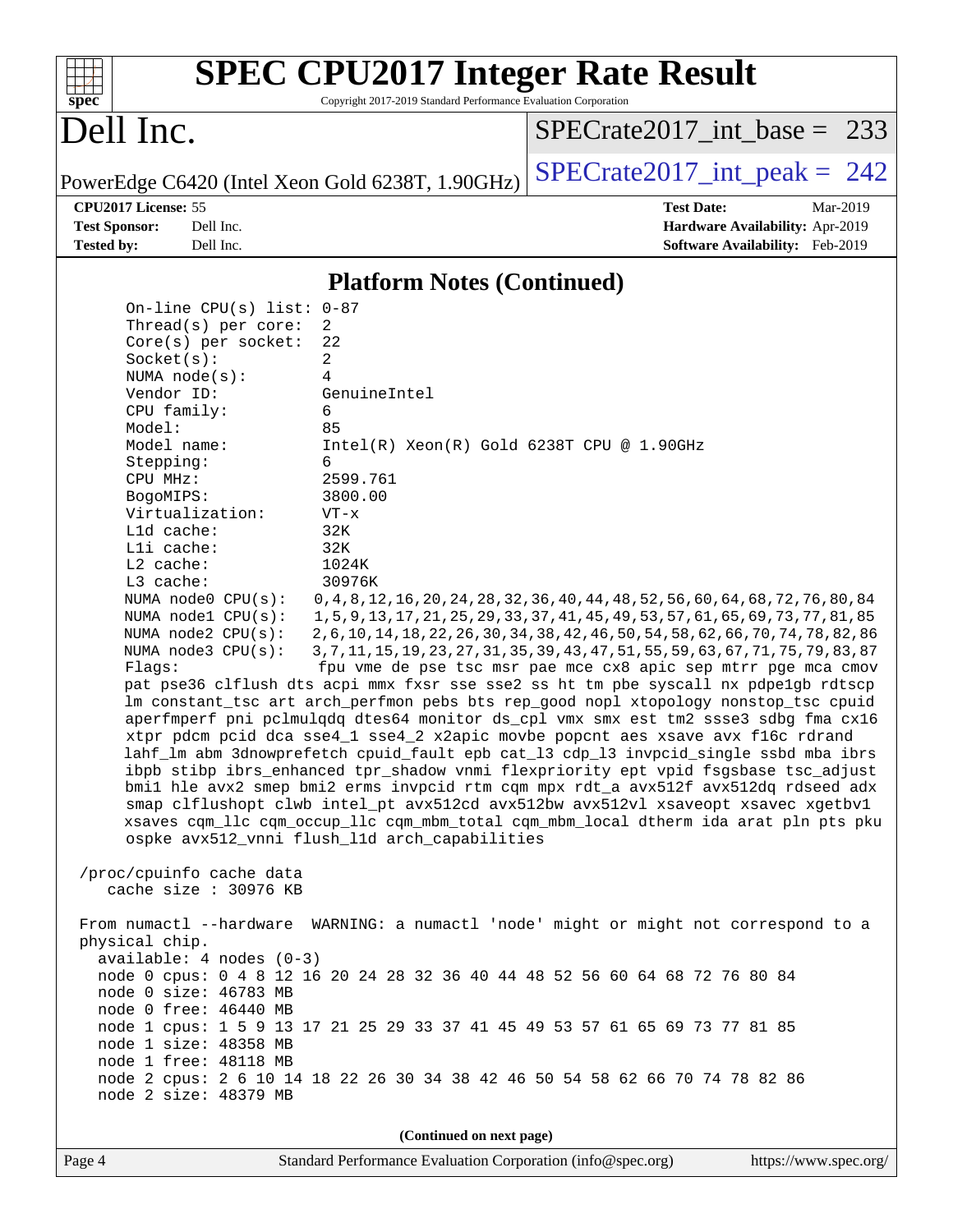# SPEC CPU2017 Integer Rate Result

Copyright 2017-2019 Standard Performance Evaluation Corporation

## Dell Inc.

PowerEdge C6420 (Intel Xeon Gold 6238T, 1.90GHz)

SPECrate2017_int_base = 233

SPECrate2017_int_peak = 242

| | | | |
|---|---|---|---|
| **CPU2017 License:** | 55 | **Test Date:** | Mar-2019 |
| **Test Sponsor:** | Dell Inc. | **Hardware Availability:** | Apr-2019 |
| **Tested by:** | Dell Inc. | **Software Availability:** | Feb-2019 |

### Platform Notes (Continued)

```
      On-line CPU(s) list: 0-87
      Thread(s) per core:  2
      Core(s) per socket:  22
      Socket(s):           2
      NUMA node(s):        4
      Vendor ID:           GenuineIntel
      CPU family:          6
      Model:               85
      Model name:          Intel(R) Xeon(R) Gold 6238T CPU @ 1.90GHz
      Stepping:            6
      CPU MHz:             2599.761
      BogoMIPS:            3800.00
      Virtualization:      VT-x
      L1d cache:           32K
      L1i cache:           32K
      L2 cache:            1024K
      L3 cache:            30976K
      NUMA node0 CPU(s):   0,4,8,12,16,20,24,28,32,36,40,44,48,52,56,60,64,68,72,76,80,84
      NUMA node1 CPU(s):   1,5,9,13,17,21,25,29,33,37,41,45,49,53,57,61,65,69,73,77,81,85
      NUMA node2 CPU(s):   2,6,10,14,18,22,26,30,34,38,42,46,50,54,58,62,66,70,74,78,82,86
      NUMA node3 CPU(s):   3,7,11,15,19,23,27,31,35,39,43,47,51,55,59,63,67,71,75,79,83,87
      Flags:               fpu vme de pse tsc msr pae mce cx8 apic sep mtrr pge mca cmov
      pat pse36 clflush dts acpi mmx fxsr sse sse2 ss ht tm pbe syscall nx pdpe1gb rdtscp
      lm constant_tsc art arch_perfmon pebs bts rep_good nopl xtopology nonstop_tsc cpuid
      aperfmperf pni pclmulqdq dtes64 monitor ds_cpl vmx smx est tm2 ssse3 sdbg fma cx16
      xtpr pdcm pcid dca sse4_1 sse4_2 x2apic movbe popcnt aes xsave avx f16c rdrand
      lahf_lm abm 3dnowprefetch cpuid_fault epb cat_l3 cdp_l3 invpcid_single ssbd mba ibrs
      ibpb stibp ibrs_enhanced tpr_shadow vnmi flexpriority ept vpid fsgsbase tsc_adjust
      bmi1 hle avx2 smep bmi2 erms invpcid rtm cqm mpx rdt_a avx512f avx512dq rdseed adx
      smap clflushopt clwb intel_pt avx512cd avx512bw avx512vl xsaveopt xsavec xgetbv1
      xsaves cqm_llc cqm_occup_llc cqm_mbm_total cqm_mbm_local dtherm ida arat pln pts pku
      ospke avx512_vnni flush_l1d arch_capabilities

 /proc/cpuinfo cache data
    cache size : 30976 KB

 From numactl --hardware  WARNING: a numactl 'node' might or might not correspond to a
 physical chip.
   available: 4 nodes (0-3)
   node 0 cpus: 0 4 8 12 16 20 24 28 32 36 40 44 48 52 56 60 64 68 72 76 80 84
   node 0 size: 46783 MB
   node 0 free: 46440 MB
   node 1 cpus: 1 5 9 13 17 21 25 29 33 37 41 45 49 53 57 61 65 69 73 77 81 85
   node 1 size: 48358 MB
   node 1 free: 48118 MB
   node 2 cpus: 2 6 10 14 18 22 26 30 34 38 42 46 50 54 58 62 66 70 74 78 82 86
   node 2 size: 48379 MB
```

(Continued on next page)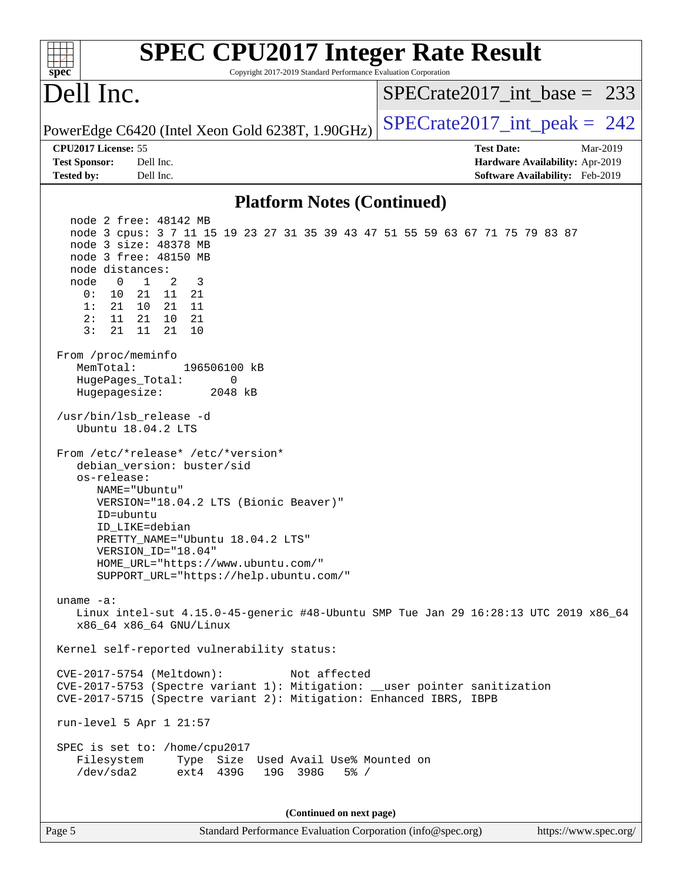# SPEC CPU2017 Integer Rate Result

Copyright 2017-2019 Standard Performance Evaluation Corporation

## Dell Inc.

PowerEdge C6420 (Intel Xeon Gold 6238T, 1.90GHz)

SPECrate2017_int_base = 233

SPECrate2017_int_peak = 242

**CPU2017 License:** 55
**Test Sponsor:** Dell Inc.
**Tested by:** Dell Inc.

**Test Date:** Mar-2019
**Hardware Availability:** Apr-2019
**Software Availability:** Feb-2019

### Platform Notes (Continued)

```
   node 2 free: 48142 MB
   node 3 cpus: 3 7 11 15 19 23 27 31 35 39 43 47 51 55 59 63 67 71 75 79 83 87
   node 3 size: 48378 MB
   node 3 free: 48150 MB
   node distances:
   node   0   1   2   3
     0:  10  21  11  21
     1:  21  10  21  11
     2:  11  21  10  21
     3:  21  11  21  10

 From /proc/meminfo
    MemTotal:       196506100 kB
    HugePages_Total:       0
    Hugepagesize:       2048 kB

 /usr/bin/lsb_release -d
    Ubuntu 18.04.2 LTS

 From /etc/*release* /etc/*version*
    debian_version: buster/sid
    os-release:
       NAME="Ubuntu"
       VERSION="18.04.2 LTS (Bionic Beaver)"
       ID=ubuntu
       ID_LIKE=debian
       PRETTY_NAME="Ubuntu 18.04.2 LTS"
       VERSION_ID="18.04"
       HOME_URL="https://www.ubuntu.com/"
       SUPPORT_URL="https://help.ubuntu.com/"

 uname -a:
    Linux intel-sut 4.15.0-45-generic #48-Ubuntu SMP Tue Jan 29 16:28:13 UTC 2019 x86_64
    x86_64 x86_64 GNU/Linux

 Kernel self-reported vulnerability status:

 CVE-2017-5754 (Meltdown):          Not affected
 CVE-2017-5753 (Spectre variant 1): Mitigation: __user pointer sanitization
 CVE-2017-5715 (Spectre variant 2): Mitigation: Enhanced IBRS, IBPB

 run-level 5 Apr 1 21:57

 SPEC is set to: /home/cpu2017
    Filesystem     Type  Size  Used Avail Use% Mounted on
    /dev/sda2      ext4  439G   19G  398G   5% /
```

(Continued on next page)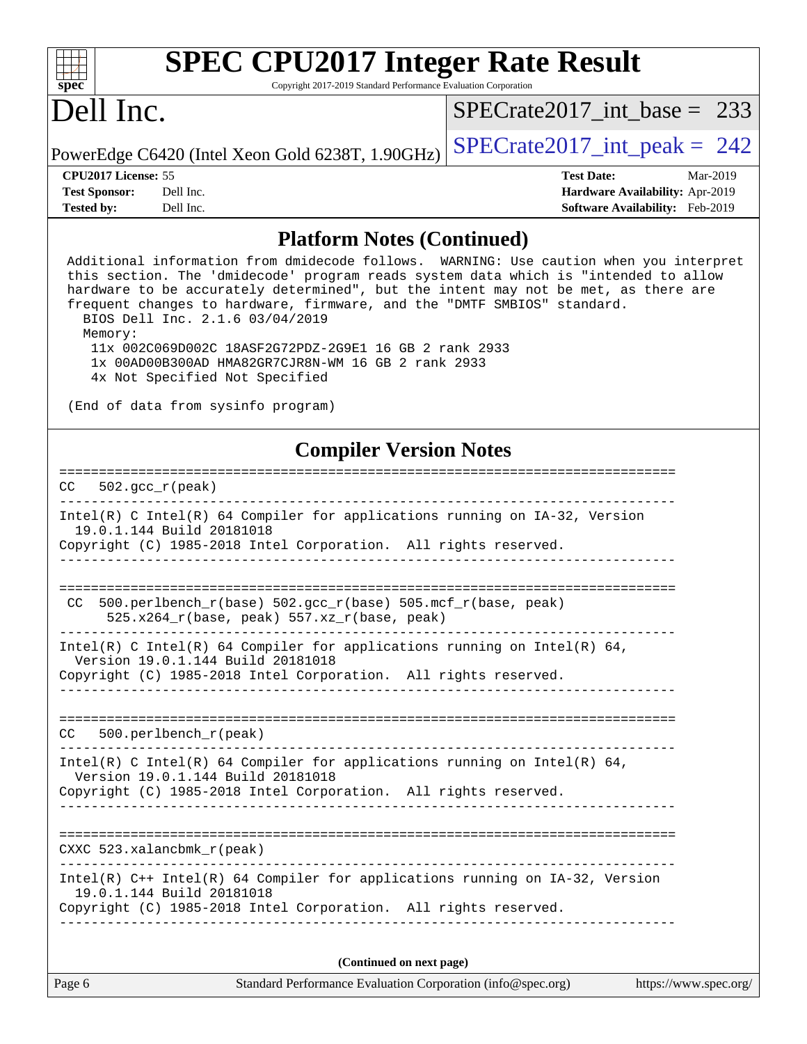## Platform Notes (Continued)

```
Additional information from dmidecode follows.  WARNING: Use caution when you interpret
this section. The 'dmidecode' program reads system data which is "intended to allow
hardware to be accurately determined", but the intent may not be met, as there are
frequent changes to hardware, firmware, and the "DMTF SMBIOS" standard.
  BIOS Dell Inc. 2.1.6 03/04/2019
  Memory:
   11x 002C069D002C 18ASF2G72PDZ-2G9E1 16 GB 2 rank 2933
   1x 00AD00B300AD HMA82GR7CJR8N-WM 16 GB 2 rank 2933
   4x Not Specified Not Specified

(End of data from sysinfo program)
```

## Compiler Version Notes

```
==============================================================================
CC   502.gcc_r(peak)
------------------------------------------------------------------------------
Intel(R) C Intel(R) 64 Compiler for applications running on IA-32, Version
  19.0.1.144 Build 20181018
Copyright (C) 1985-2018 Intel Corporation.  All rights reserved.
------------------------------------------------------------------------------

==============================================================================
 CC  500.perlbench_r(base) 502.gcc_r(base) 505.mcf_r(base, peak)
      525.x264_r(base, peak) 557.xz_r(base, peak)
------------------------------------------------------------------------------
Intel(R) C Intel(R) 64 Compiler for applications running on Intel(R) 64,
  Version 19.0.1.144 Build 20181018
Copyright (C) 1985-2018 Intel Corporation.  All rights reserved.
------------------------------------------------------------------------------

==============================================================================
CC   500.perlbench_r(peak)
------------------------------------------------------------------------------
Intel(R) C Intel(R) 64 Compiler for applications running on Intel(R) 64,
  Version 19.0.1.144 Build 20181018
Copyright (C) 1985-2018 Intel Corporation.  All rights reserved.
------------------------------------------------------------------------------

==============================================================================
CXXC 523.xalancbmk_r(peak)
------------------------------------------------------------------------------
Intel(R) C++ Intel(R) 64 Compiler for applications running on IA-32, Version
  19.0.1.144 Build 20181018
Copyright (C) 1985-2018 Intel Corporation.  All rights reserved.
------------------------------------------------------------------------------
```

(Continued on next page)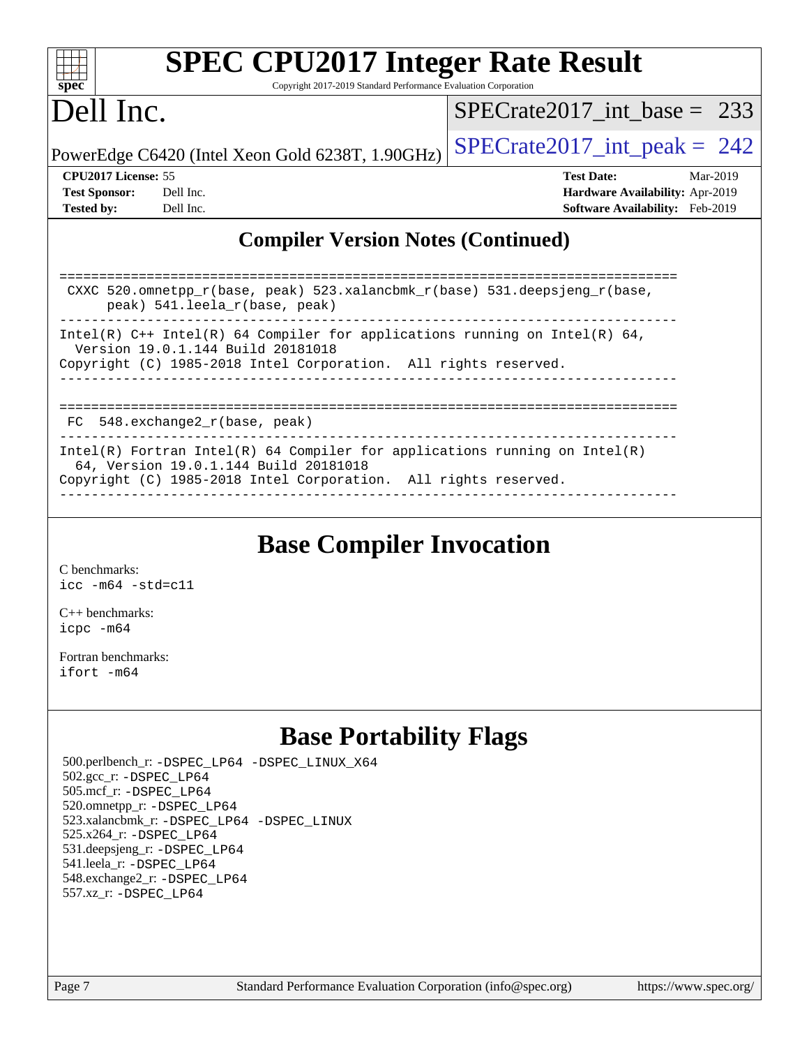# SPEC CPU2017 Integer Rate Result

Copyright 2017-2019 Standard Performance Evaluation Corporation

## Dell Inc.

PowerEdge C6420 (Intel Xeon Gold 6238T, 1.90GHz)

SPECrate2017_int_base = 233

SPECrate2017_int_peak = 242

| | | | |
|---|---|---|---|
| **CPU2017 License:** | 55 | **Test Date:** | Mar-2019 |
| **Test Sponsor:** | Dell Inc. | **Hardware Availability:** | Apr-2019 |
| **Tested by:** | Dell Inc. | **Software Availability:** | Feb-2019 |

## Compiler Version Notes (Continued)

```
==============================================================================
 CXXC 520.omnetpp_r(base, peak) 523.xalancbmk_r(base) 531.deepsjeng_r(base,
      peak) 541.leela_r(base, peak)
------------------------------------------------------------------------------
Intel(R) C++ Intel(R) 64 Compiler for applications running on Intel(R) 64,
  Version 19.0.1.144 Build 20181018
Copyright (C) 1985-2018 Intel Corporation.  All rights reserved.
------------------------------------------------------------------------------

==============================================================================
 FC  548.exchange2_r(base, peak)
------------------------------------------------------------------------------
Intel(R) Fortran Intel(R) 64 Compiler for applications running on Intel(R)
  64, Version 19.0.1.144 Build 20181018
Copyright (C) 1985-2018 Intel Corporation.  All rights reserved.
------------------------------------------------------------------------------
```

## Base Compiler Invocation

C benchmarks:
icc -m64 -std=c11

C++ benchmarks:
icpc -m64

Fortran benchmarks:
ifort -m64

## Base Portability Flags

500.perlbench_r: -DSPEC_LP64 -DSPEC_LINUX_X64
502.gcc_r: -DSPEC_LP64
505.mcf_r: -DSPEC_LP64
520.omnetpp_r: -DSPEC_LP64
523.xalancbmk_r: -DSPEC_LP64 -DSPEC_LINUX
525.x264_r: -DSPEC_LP64
531.deepsjeng_r: -DSPEC_LP64
541.leela_r: -DSPEC_LP64
548.exchange2_r: -DSPEC_LP64
557.xz_r: -DSPEC_LP64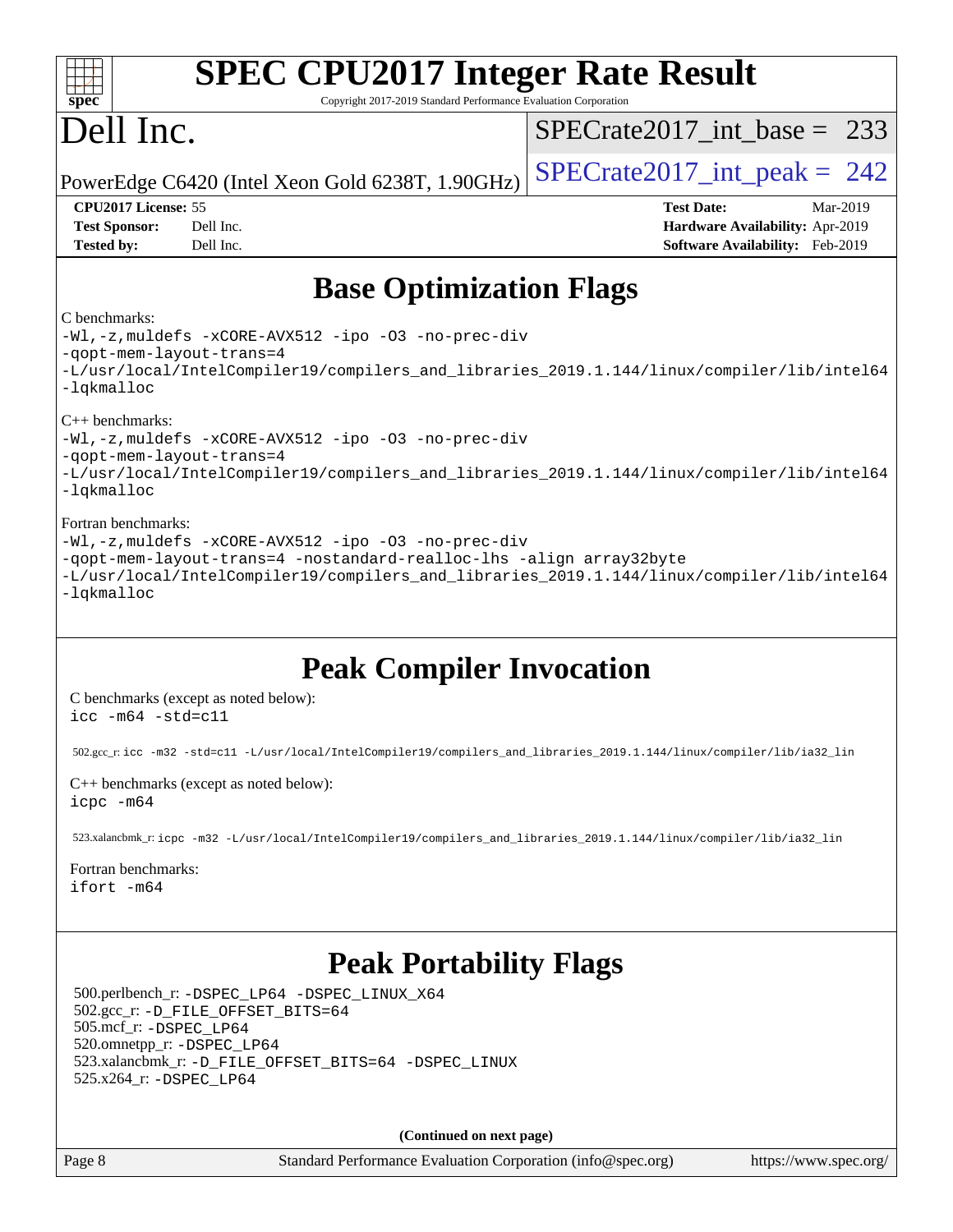# Base Optimization Flags

C benchmarks:

```
-Wl,-z,muldefs -xCORE-AVX512 -ipo -O3 -no-prec-div
-qopt-mem-layout-trans=4
-L/usr/local/IntelCompiler19/compilers_and_libraries_2019.1.144/linux/compiler/lib/intel64
-lqkmalloc
```

C++ benchmarks:

```
-Wl,-z,muldefs -xCORE-AVX512 -ipo -O3 -no-prec-div
-qopt-mem-layout-trans=4
-L/usr/local/IntelCompiler19/compilers_and_libraries_2019.1.144/linux/compiler/lib/intel64
-lqkmalloc
```

Fortran benchmarks:

```
-Wl,-z,muldefs -xCORE-AVX512 -ipo -O3 -no-prec-div
-qopt-mem-layout-trans=4 -nostandard-realloc-lhs -align array32byte
-L/usr/local/IntelCompiler19/compilers_and_libraries_2019.1.144/linux/compiler/lib/intel64
-lqkmalloc
```

# Peak Compiler Invocation

C benchmarks (except as noted below):

```
icc -m64 -std=c11
```

502.gcc_r: `icc -m32 -std=c11 -L/usr/local/IntelCompiler19/compilers_and_libraries_2019.1.144/linux/compiler/lib/ia32_lin`

C++ benchmarks (except as noted below):

```
icpc -m64
```

523.xalancbmk_r: `icpc -m32 -L/usr/local/IntelCompiler19/compilers_and_libraries_2019.1.144/linux/compiler/lib/ia32_lin`

Fortran benchmarks:

```
ifort -m64
```

# Peak Portability Flags

500.perlbench_r: -DSPEC_LP64 -DSPEC_LINUX_X64
502.gcc_r: -D_FILE_OFFSET_BITS=64
505.mcf_r: -DSPEC_LP64
520.omnetpp_r: -DSPEC_LP64
523.xalancbmk_r: -D_FILE_OFFSET_BITS=64 -DSPEC_LINUX
525.x264_r: -DSPEC_LP64

**(Continued on next page)**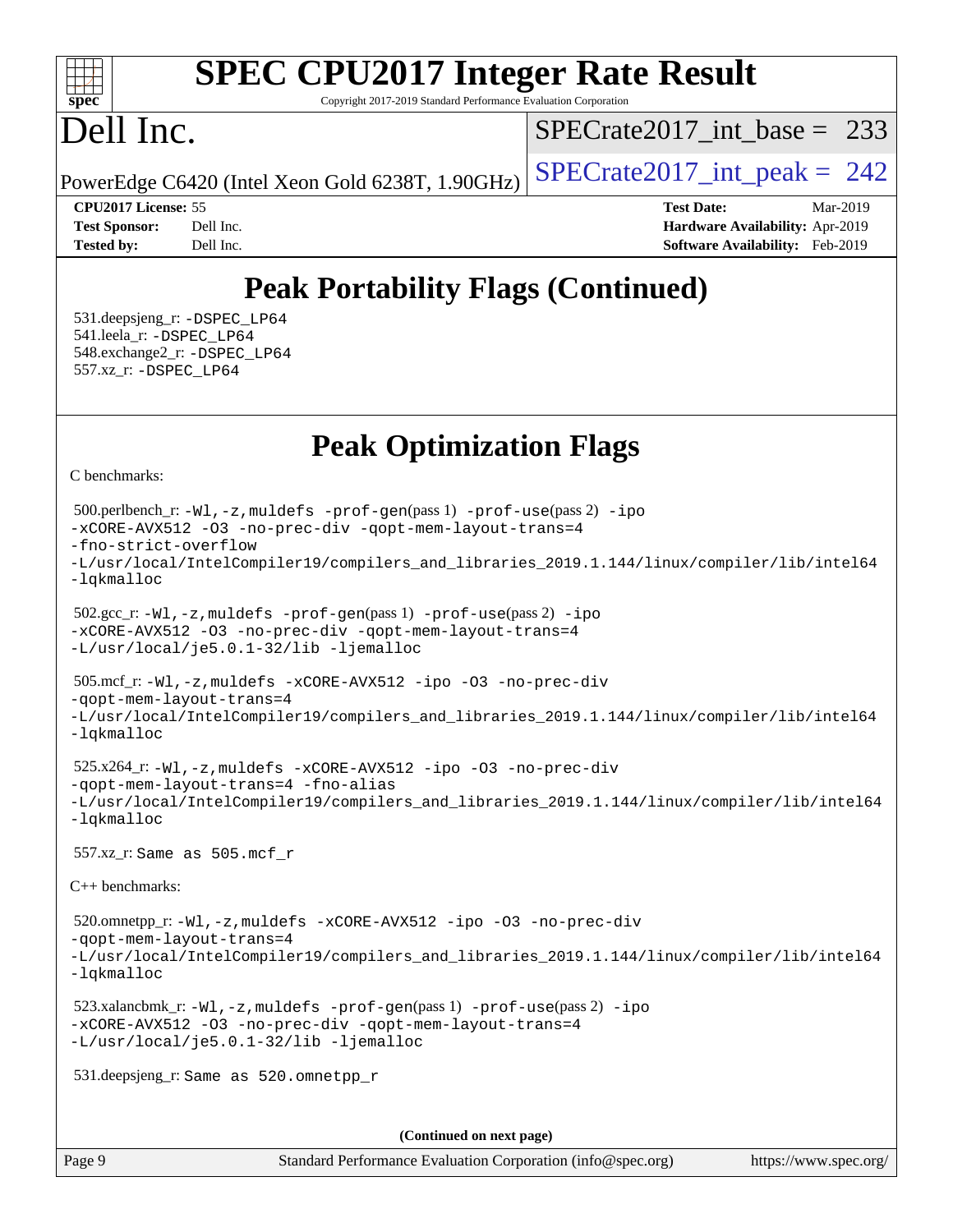# SPEC CPU2017 Integer Rate Result

Copyright 2017-2019 Standard Performance Evaluation Corporation

# Dell Inc.

PowerEdge C6420 (Intel Xeon Gold 6238T, 1.90GHz)

SPECrate2017_int_base = 233

SPECrate2017_int_peak = 242

**CPU2017 License:** 55
**Test Sponsor:** Dell Inc.
**Tested by:** Dell Inc.

**Test Date:** Mar-2019
**Hardware Availability:** Apr-2019
**Software Availability:** Feb-2019

## Peak Portability Flags (Continued)

531.deepsjeng_r: -DSPEC_LP64
541.leela_r: -DSPEC_LP64
548.exchange2_r: -DSPEC_LP64
557.xz_r: -DSPEC_LP64

## Peak Optimization Flags

C benchmarks:

500.perlbench_r: -Wl,-z,muldefs -prof-gen(pass 1) -prof-use(pass 2) -ipo -xCORE-AVX512 -O3 -no-prec-div -qopt-mem-layout-trans=4 -fno-strict-overflow -L/usr/local/IntelCompiler19/compilers_and_libraries_2019.1.144/linux/compiler/lib/intel64 -lqkmalloc

502.gcc_r: -Wl,-z,muldefs -prof-gen(pass 1) -prof-use(pass 2) -ipo -xCORE-AVX512 -O3 -no-prec-div -qopt-mem-layout-trans=4 -L/usr/local/je5.0.1-32/lib -ljemalloc

505.mcf_r: -Wl,-z,muldefs -xCORE-AVX512 -ipo -O3 -no-prec-div -qopt-mem-layout-trans=4 -L/usr/local/IntelCompiler19/compilers_and_libraries_2019.1.144/linux/compiler/lib/intel64 -lqkmalloc

525.x264_r: -Wl,-z,muldefs -xCORE-AVX512 -ipo -O3 -no-prec-div -qopt-mem-layout-trans=4 -fno-alias -L/usr/local/IntelCompiler19/compilers_and_libraries_2019.1.144/linux/compiler/lib/intel64 -lqkmalloc

557.xz_r: Same as 505.mcf_r

C++ benchmarks:

520.omnetpp_r: -Wl,-z,muldefs -xCORE-AVX512 -ipo -O3 -no-prec-div -qopt-mem-layout-trans=4 -L/usr/local/IntelCompiler19/compilers_and_libraries_2019.1.144/linux/compiler/lib/intel64 -lqkmalloc

523.xalancbmk_r: -Wl,-z,muldefs -prof-gen(pass 1) -prof-use(pass 2) -ipo -xCORE-AVX512 -O3 -no-prec-div -qopt-mem-layout-trans=4 -L/usr/local/je5.0.1-32/lib -ljemalloc

531.deepsjeng_r: Same as 520.omnetpp_r

**(Continued on next page)**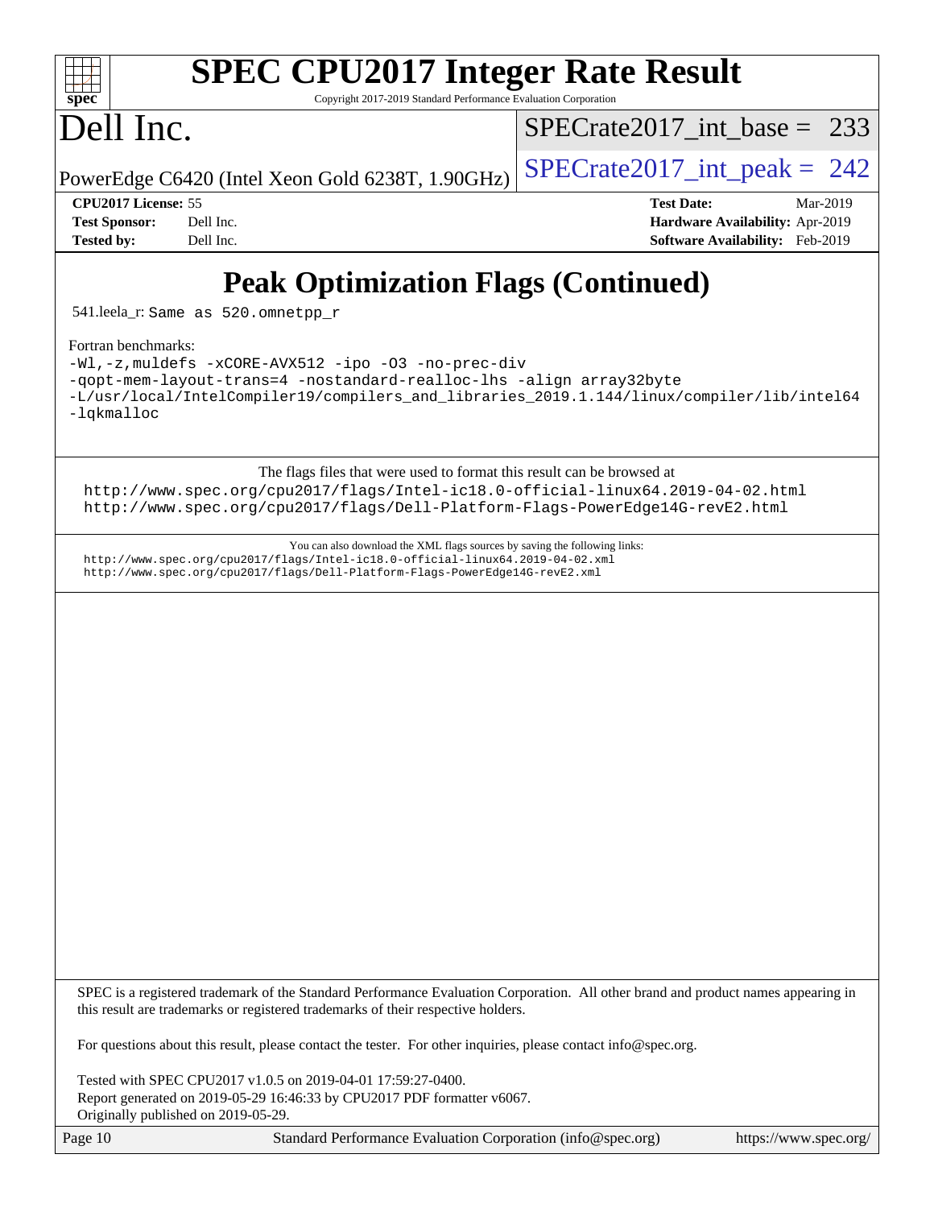# Peak Optimization Flags (Continued)

541.leela_r: Same as 520.omnetpp_r

Fortran benchmarks:

```
-Wl,-z,muldefs -xCORE-AVX512 -ipo -O3 -no-prec-div
-qopt-mem-layout-trans=4 -nostandard-realloc-lhs -align array32byte
-L/usr/local/IntelCompiler19/compilers_and_libraries_2019.1.144/linux/compiler/lib/intel64
-lqkmalloc
```

The flags files that were used to format this result can be browsed at

http://www.spec.org/cpu2017/flags/Intel-ic18.0-official-linux64.2019-04-02.html
http://www.spec.org/cpu2017/flags/Dell-Platform-Flags-PowerEdge14G-revE2.html

You can also download the XML flags sources by saving the following links:

http://www.spec.org/cpu2017/flags/Intel-ic18.0-official-linux64.2019-04-02.xml
http://www.spec.org/cpu2017/flags/Dell-Platform-Flags-PowerEdge14G-revE2.xml

SPEC is a registered trademark of the Standard Performance Evaluation Corporation. All other brand and product names appearing in this result are trademarks or registered trademarks of their respective holders.

For questions about this result, please contact the tester. For other inquiries, please contact info@spec.org.

Tested with SPEC CPU2017 v1.0.5 on 2019-04-01 17:59:27-0400.
Report generated on 2019-05-29 16:46:33 by CPU2017 PDF formatter v6067.
Originally published on 2019-05-29.